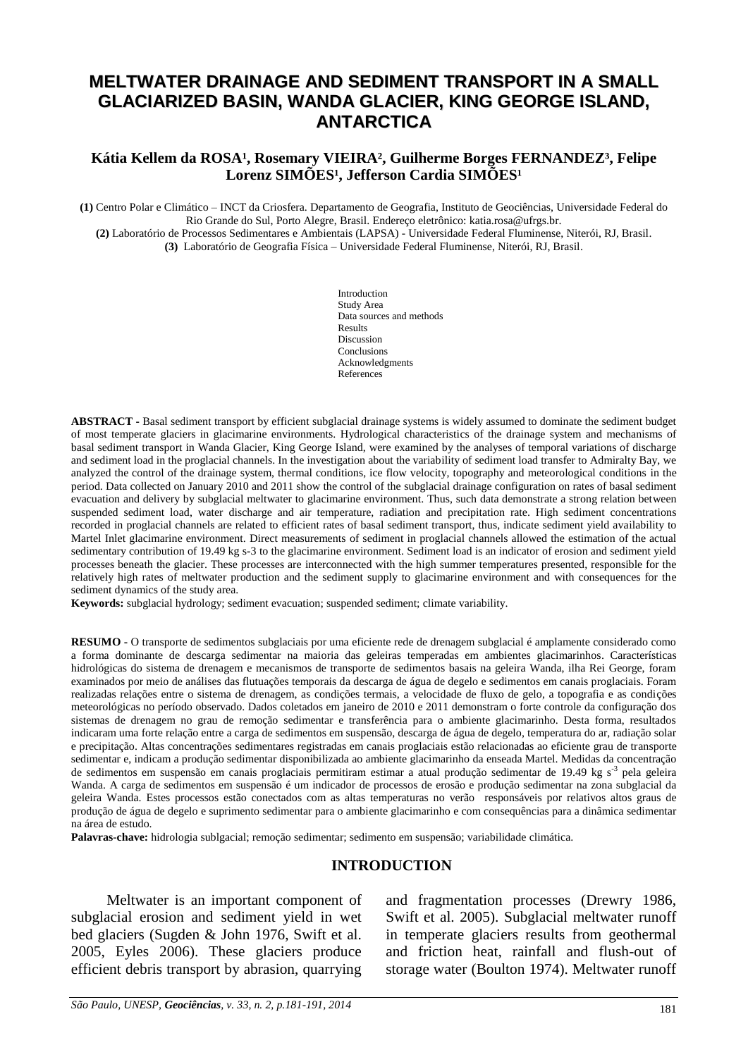# MELTWATER DRAINAGE AND SEDIMENT TRANSPORT IN A SMALL GLACIARIZED BASIN, WANDA GLACIER, KING GEORGE ISLAND, ANTARCTICA

**Kátia Kellem da ROSA[1], Rosemary VIEIRA[2], Guilherme Borges FERNANDEZ[3], Felipe Lorenz SIMÕES[1], Jefferson Cardia SIMÕES[1]**

**(1)** Centro Polar e Climático – INCT da Criosfera. Departamento de Geografia, Instituto de Geociências, Universidade Federal do Rio Grande do Sul, Porto Alegre, Brasil. Endereço eletrônico: katia.rosa@ufrgs.br.
**(2)** Laboratório de Processos Sedimentares e Ambientais (LAPSA) - Universidade Federal Fluminense, Niterói, RJ, Brasil.
**(3)** Laboratório de Geografia Física – Universidade Federal Fluminense, Niterói, RJ, Brasil.

Introduction
Study Area
Data sources and methods
Results
Discussion
Conclusions
Acknowledgments
References

**ABSTRACT -** Basal sediment transport by efficient subglacial drainage systems is widely assumed to dominate the sediment budget of most temperate glaciers in glacimarine environments. Hydrological characteristics of the drainage system and mechanisms of basal sediment transport in Wanda Glacier, King George Island, were examined by the analyses of temporal variations of discharge and sediment load in the proglacial channels. In the investigation about the variability of sediment load transfer to Admiralty Bay, we analyzed the control of the drainage system, thermal conditions, ice flow velocity, topography and meteorological conditions in the period. Data collected on January 2010 and 2011 show the control of the subglacial drainage configuration on rates of basal sediment evacuation and delivery by subglacial meltwater to glacimarine environment. Thus, such data demonstrate a strong relation between suspended sediment load, water discharge and air temperature, radiation and precipitation rate. High sediment concentrations recorded in proglacial channels are related to efficient rates of basal sediment transport, thus, indicate sediment yield availability to Martel Inlet glacimarine environment. Direct measurements of sediment in proglacial channels allowed the estimation of the actual sedimentary contribution of 19.49 kg s-3 to the glacimarine environment. Sediment load is an indicator of erosion and sediment yield processes beneath the glacier. These processes are interconnected with the high summer temperatures presented, responsible for the relatively high rates of meltwater production and the sediment supply to glacimarine environment and with consequences for the sediment dynamics of the study area.
**Keywords:** subglacial hydrology; sediment evacuation; suspended sediment; climate variability.

**RESUMO -** O transporte de sedimentos subglaciais por uma eficiente rede de drenagem subglacial é amplamente considerado como a forma dominante de descarga sedimentar na maioria das geleiras temperadas em ambientes glacimarinhos. Características hidrológicas do sistema de drenagem e mecanismos de transporte de sedimentos basais na geleira Wanda, ilha Rei George, foram examinados por meio de análises das flutuações temporais da descarga de água de degelo e sedimentos em canais proglaciais. Foram realizadas relações entre o sistema de drenagem, as condições termais, a velocidade de fluxo de gelo, a topografia e as condições meteorológicas no período observado. Dados coletados em janeiro de 2010 e 2011 demonstram o forte controle da configuração dos sistemas de drenagem no grau de remoção sedimentar e transferência para o ambiente glacimarinho. Desta forma, resultados indicaram uma forte relação entre a carga de sedimentos em suspensão, descarga de água de degelo, temperatura do ar, radiação solar e precipitação. Altas concentrações sedimentares registradas em canais proglaciais estão relacionadas ao eficiente grau de transporte sedimentar e, indicam a produção sedimentar disponibilizada ao ambiente glacimarinho da enseada Martel. Medidas da concentração de sedimentos em suspensão em canais proglaciais permitiram estimar a atual produção sedimentar de 19.49 kg $s^{-3}$ pela geleira Wanda. A carga de sedimentos em suspensão é um indicador de processos de erosão e produção sedimentar na zona subglacial da geleira Wanda. Estes processos estão conectados com as altas temperaturas no verão responsáveis por relativos altos graus de produção de água de degelo e suprimento sedimentar para o ambiente glacimarinho e com consequências para a dinâmica sedimentar na área de estudo.
**Palavras-chave:** hidrologia sublgacial; remoção sedimentar; sedimento em suspensão; variabilidade climática.

## INTRODUCTION

Meltwater is an important component of subglacial erosion and sediment yield in wet bed glaciers (Sugden & John 1976, Swift et al. 2005, Eyles 2006). These glaciers produce efficient debris transport by abrasion, quarrying and fragmentation processes (Drewry 1986, Swift et al. 2005). Subglacial meltwater runoff in temperate glaciers results from geothermal and friction heat, rainfall and flush-out of storage water (Boulton 1974). Meltwater runoff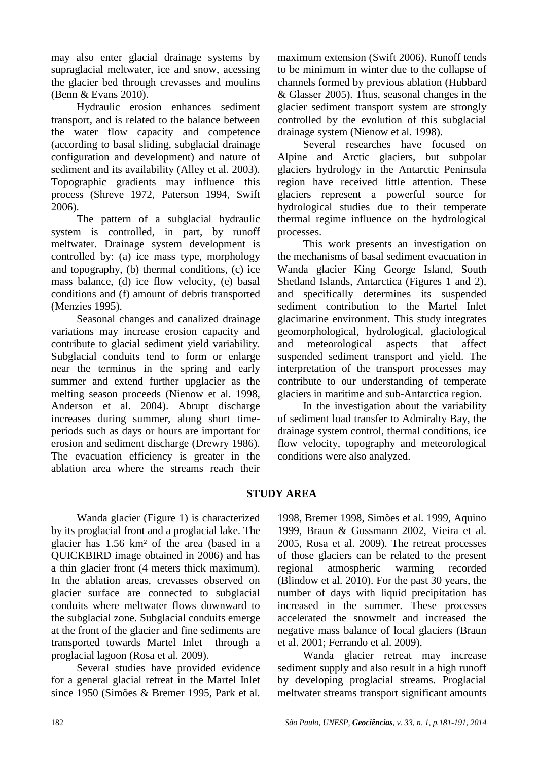may also enter glacial drainage systems by supraglacial meltwater, ice and snow, acessing the glacier bed through crevasses and moulins (Benn & Evans 2010).

Hydraulic erosion enhances sediment transport, and is related to the balance between the water flow capacity and competence (according to basal sliding, subglacial drainage configuration and development) and nature of sediment and its availability (Alley et al. 2003). Topographic gradients may influence this process (Shreve 1972, Paterson 1994, Swift 2006).

The pattern of a subglacial hydraulic system is controlled, in part, by runoff meltwater. Drainage system development is controlled by: (a) ice mass type, morphology and topography, (b) thermal conditions, (c) ice mass balance, (d) ice flow velocity, (e) basal conditions and (f) amount of debris transported (Menzies 1995).

Seasonal changes and canalized drainage variations may increase erosion capacity and contribute to glacial sediment yield variability. Subglacial conduits tend to form or enlarge near the terminus in the spring and early summer and extend further upglacier as the melting season proceeds (Nienow et al. 1998, Anderson et al. 2004). Abrupt discharge increases during summer, along short time-periods such as days or hours are important for erosion and sediment discharge (Drewry 1986). The evacuation efficiency is greater in the ablation area where the streams reach their maximum extension (Swift 2006). Runoff tends to be minimum in winter due to the collapse of channels formed by previous ablation (Hubbard & Glasser 2005). Thus, seasonal changes in the glacier sediment transport system are strongly controlled by the evolution of this subglacial drainage system (Nienow et al. 1998).

Several researches have focused on Alpine and Arctic glaciers, but subpolar glaciers hydrology in the Antarctic Peninsula region have received little attention. These glaciers represent a powerful source for hydrological studies due to their temperate thermal regime influence on the hydrological processes.

This work presents an investigation on the mechanisms of basal sediment evacuation in Wanda glacier King George Island, South Shetland Islands, Antarctica (Figures 1 and 2), and specifically determines its suspended sediment contribution to the Martel Inlet glacimarine environment. This study integrates geomorphological, hydrological, glaciological and meteorological aspects that affect suspended sediment transport and yield. The interpretation of the transport processes may contribute to our understanding of temperate glaciers in maritime and sub-Antarctica region.

In the investigation about the variability of sediment load transfer to Admiralty Bay, the drainage system control, thermal conditions, ice flow velocity, topography and meteorological conditions were also analyzed.

## STUDY AREA

Wanda glacier (Figure 1) is characterized by its proglacial front and a proglacial lake. The glacier has 1.56 km² of the area (based in a QUICKBIRD image obtained in 2006) and has a thin glacier front (4 meters thick maximum). In the ablation areas, crevasses observed on glacier surface are connected to subglacial conduits where meltwater flows downward to the subglacial zone. Subglacial conduits emerge at the front of the glacier and fine sediments are transported towards Martel Inlet through a proglacial lagoon (Rosa et al. 2009).

Several studies have provided evidence for a general glacial retreat in the Martel Inlet since 1950 (Simões & Bremer 1995, Park et al. 1998, Bremer 1998, Simões et al. 1999, Aquino 1999, Braun & Gossmann 2002, Vieira et al. 2005, Rosa et al. 2009). The retreat processes of those glaciers can be related to the present regional atmospheric warming recorded (Blindow et al. 2010). For the past 30 years, the number of days with liquid precipitation has increased in the summer. These processes accelerated the snowmelt and increased the negative mass balance of local glaciers (Braun et al. 2001; Ferrando et al. 2009).

Wanda glacier retreat may increase sediment supply and also result in a high runoff by developing proglacial streams. Proglacial meltwater streams transport significant amounts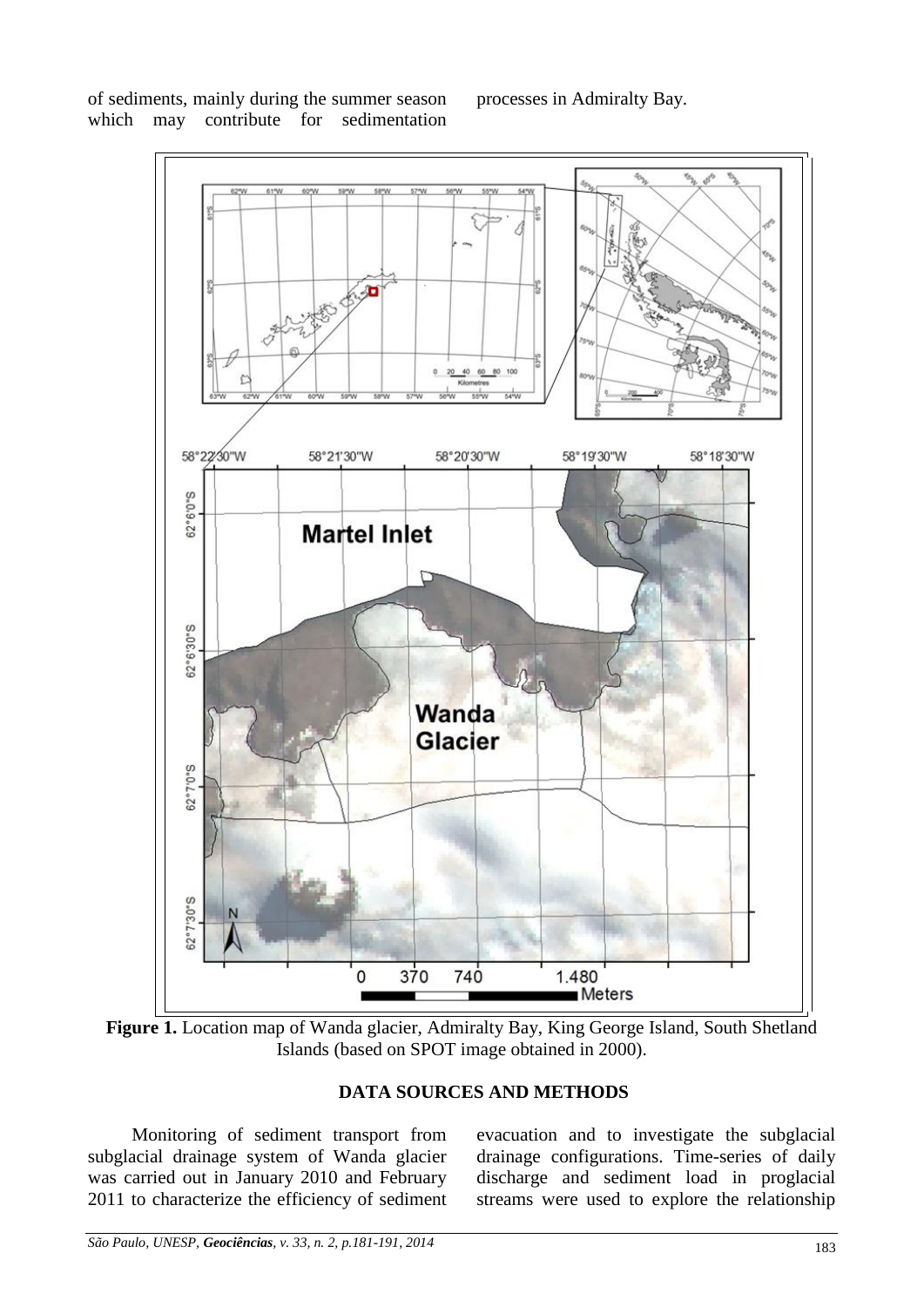of sediments, mainly during the summer season which may contribute for sedimentation processes in Admiralty Bay.

**Figure 1.** Location map of Wanda glacier, Admiralty Bay, King George Island, South Shetland Islands (based on SPOT image obtained in 2000).

## DATA SOURCES AND METHODS

Monitoring of sediment transport from subglacial drainage system of Wanda glacier was carried out in January 2010 and February 2011 to characterize the efficiency of sediment evacuation and to investigate the subglacial drainage configurations. Time-series of daily discharge and sediment load in proglacial streams were used to explore the relationship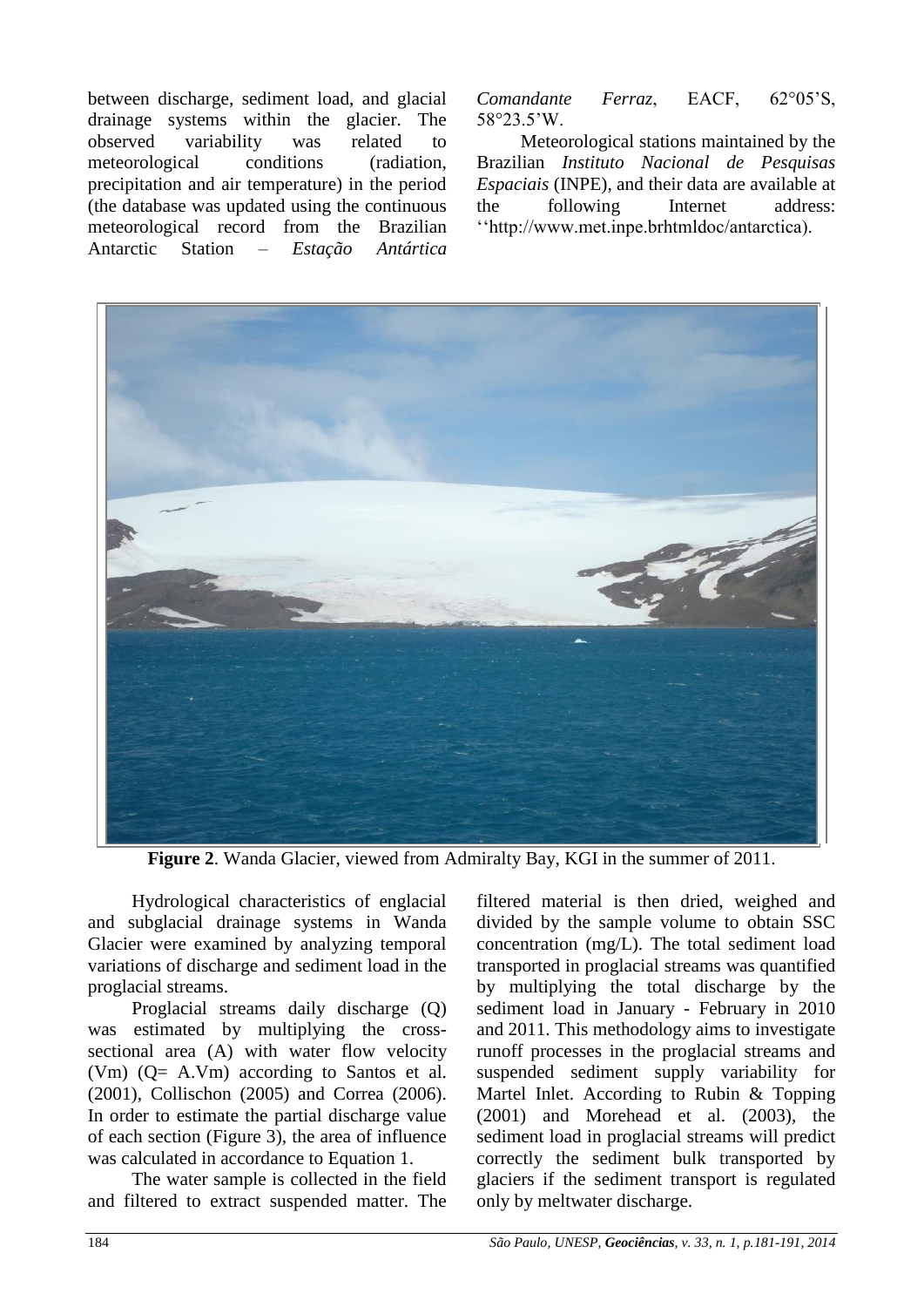between discharge, sediment load, and glacial drainage systems within the glacier. The observed variability was related to meteorological conditions (radiation, precipitation and air temperature) in the period (the database was updated using the continuous meteorological record from the Brazilian Antarctic Station – *Estação Antártica Comandante Ferraz*, EACF, 62°05'S, 58°23.5'W.

Meteorological stations maintained by the Brazilian *Instituto Nacional de Pesquisas Espaciais* (INPE), and their data are available at the following Internet address: ''http://www.met.inpe.brhtmldoc/antarctica).

**Figure 2**. Wanda Glacier, viewed from Admiralty Bay, KGI in the summer of 2011.

Hydrological characteristics of englacial and subglacial drainage systems in Wanda Glacier were examined by analyzing temporal variations of discharge and sediment load in the proglacial streams.

Proglacial streams daily discharge (Q) was estimated by multiplying the cross-sectional area (A) with water flow velocity (Vm) (Q= A.Vm) according to Santos et al. (2001), Collischon (2005) and Correa (2006). In order to estimate the partial discharge value of each section (Figure 3), the area of influence was calculated in accordance to Equation 1.

The water sample is collected in the field and filtered to extract suspended matter. The filtered material is then dried, weighed and divided by the sample volume to obtain SSC concentration (mg/L). The total sediment load transported in proglacial streams was quantified by multiplying the total discharge by the sediment load in January - February in 2010 and 2011. This methodology aims to investigate runoff processes in the proglacial streams and suspended sediment supply variability for Martel Inlet. According to Rubin & Topping (2001) and Morehead et al. (2003), the sediment load in proglacial streams will predict correctly the sediment bulk transported by glaciers if the sediment transport is regulated only by meltwater discharge.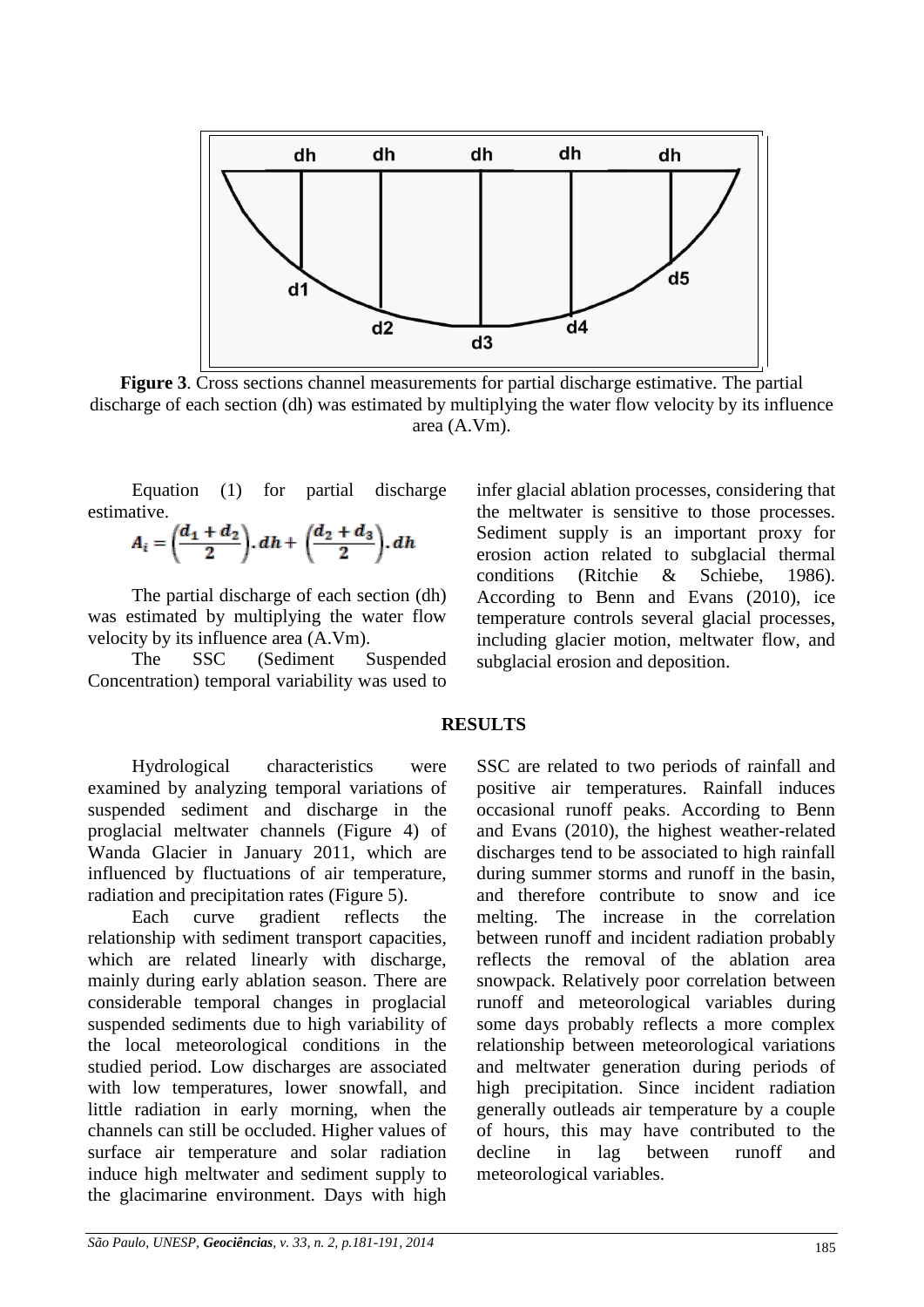**Figure 3**. Cross sections channel measurements for partial discharge estimative. The partial discharge of each section (dh) was estimated by multiplying the water flow velocity by its influence area (A.Vm).

Equation (1) for partial discharge estimative.

$$A_i = \left(\frac{d_1 + d_2}{2}\right).dh + \left(\frac{d_2 + d_3}{2}\right).dh$$

The partial discharge of each section (dh) was estimated by multiplying the water flow velocity by its influence area (A.Vm).

The SSC (Sediment Suspended Concentration) temporal variability was used to infer glacial ablation processes, considering that the meltwater is sensitive to those processes. Sediment supply is an important proxy for erosion action related to subglacial thermal conditions (Ritchie & Schiebe, 1986). According to Benn and Evans (2010), ice temperature controls several glacial processes, including glacier motion, meltwater flow, and subglacial erosion and deposition.

## RESULTS

Hydrological characteristics were examined by analyzing temporal variations of suspended sediment and discharge in the proglacial meltwater channels (Figure 4) of Wanda Glacier in January 2011, which are influenced by fluctuations of air temperature, radiation and precipitation rates (Figure 5).

Each curve gradient reflects the relationship with sediment transport capacities, which are related linearly with discharge, mainly during early ablation season. There are considerable temporal changes in proglacial suspended sediments due to high variability of the local meteorological conditions in the studied period. Low discharges are associated with low temperatures, lower snowfall, and little radiation in early morning, when the channels can still be occluded. Higher values of surface air temperature and solar radiation induce high meltwater and sediment supply to the glacimarine environment. Days with high SSC are related to two periods of rainfall and positive air temperatures. Rainfall induces occasional runoff peaks. According to Benn and Evans (2010), the highest weather-related discharges tend to be associated to high rainfall during summer storms and runoff in the basin, and therefore contribute to snow and ice melting. The increase in the correlation between runoff and incident radiation probably reflects the removal of the ablation area snowpack. Relatively poor correlation between runoff and meteorological variables during some days probably reflects a more complex relationship between meteorological variations and meltwater generation during periods of high precipitation. Since incident radiation generally outleads air temperature by a couple of hours, this may have contributed to the decline in lag between runoff and meteorological variables.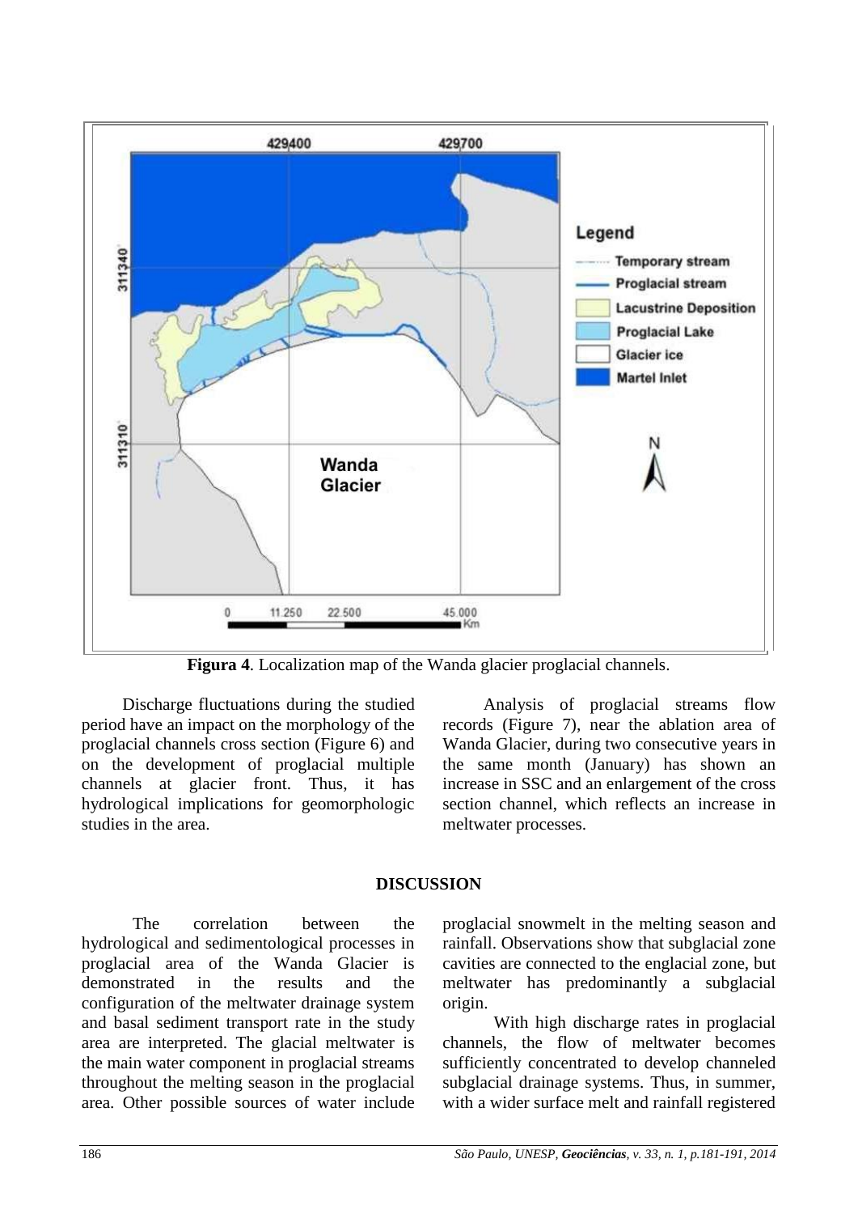**Figura 4**. Localization map of the Wanda glacier proglacial channels.

Discharge fluctuations during the studied period have an impact on the morphology of the proglacial channels cross section (Figure 6) and on the development of proglacial multiple channels at glacier front. Thus, it has hydrological implications for geomorphologic studies in the area.

Analysis of proglacial streams flow records (Figure 7), near the ablation area of Wanda Glacier, during two consecutive years in the same month (January) has shown an increase in SSC and an enlargement of the cross section channel, which reflects an increase in meltwater processes.

## DISCUSSION

The correlation between the hydrological and sedimentological processes in proglacial area of the Wanda Glacier is demonstrated in the results and the configuration of the meltwater drainage system and basal sediment transport rate in the study area are interpreted. The glacial meltwater is the main water component in proglacial streams throughout the melting season in the proglacial area. Other possible sources of water include proglacial snowmelt in the melting season and rainfall. Observations show that subglacial zone cavities are connected to the englacial zone, but meltwater has predominantly a subglacial origin.

With high discharge rates in proglacial channels, the flow of meltwater becomes sufficiently concentrated to develop channeled subglacial drainage systems. Thus, in summer, with a wider surface melt and rainfall registered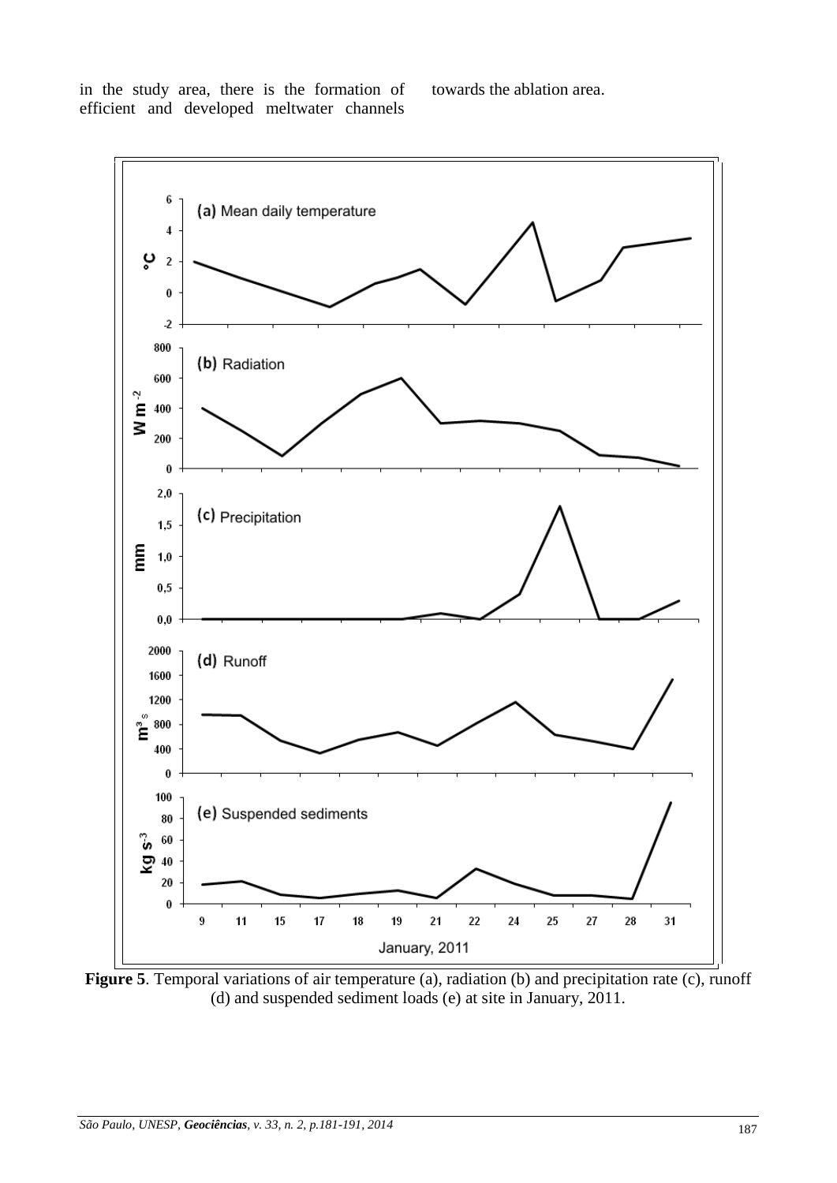in the study area, there is the formation of efficient and developed meltwater channels towards the ablation area.

**Figure 5**. Temporal variations of air temperature (a), radiation (b) and precipitation rate (c), runoff (d) and suspended sediment loads (e) at site in January, 2011.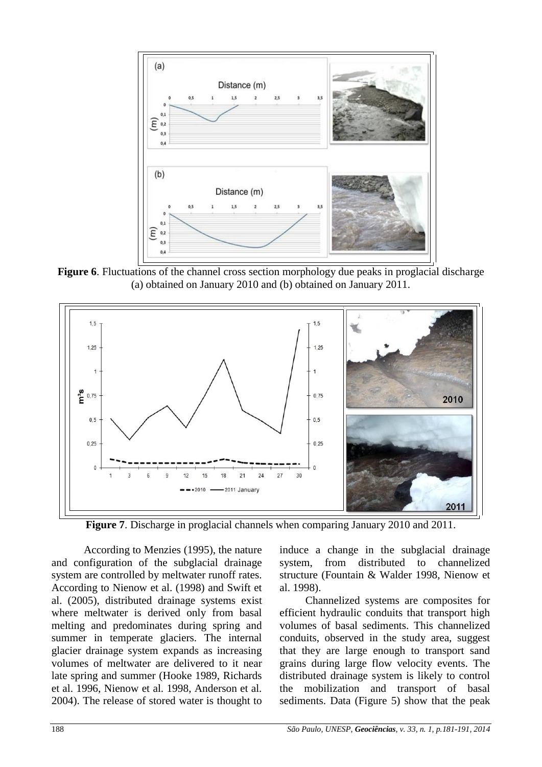**Figure 6**. Fluctuations of the channel cross section morphology due peaks in proglacial discharge (a) obtained on January 2010 and (b) obtained on January 2011.

**Figure 7**. Discharge in proglacial channels when comparing January 2010 and 2011.

According to Menzies (1995), the nature and configuration of the subglacial drainage system are controlled by meltwater runoff rates. According to Nienow et al. (1998) and Swift et al. (2005), distributed drainage systems exist where meltwater is derived only from basal melting and predominates during spring and summer in temperate glaciers. The internal glacier drainage system expands as increasing volumes of meltwater are delivered to it near late spring and summer (Hooke 1989, Richards et al. 1996, Nienow et al. 1998, Anderson et al. 2004). The release of stored water is thought to induce a change in the subglacial drainage system, from distributed to channelized structure (Fountain & Walder 1998, Nienow et al. 1998).

Channelized systems are composites for efficient hydraulic conduits that transport high volumes of basal sediments. This channelized conduits, observed in the study area, suggest that they are large enough to transport sand grains during large flow velocity events. The distributed drainage system is likely to control the mobilization and transport of basal sediments. Data (Figure 5) show that the peak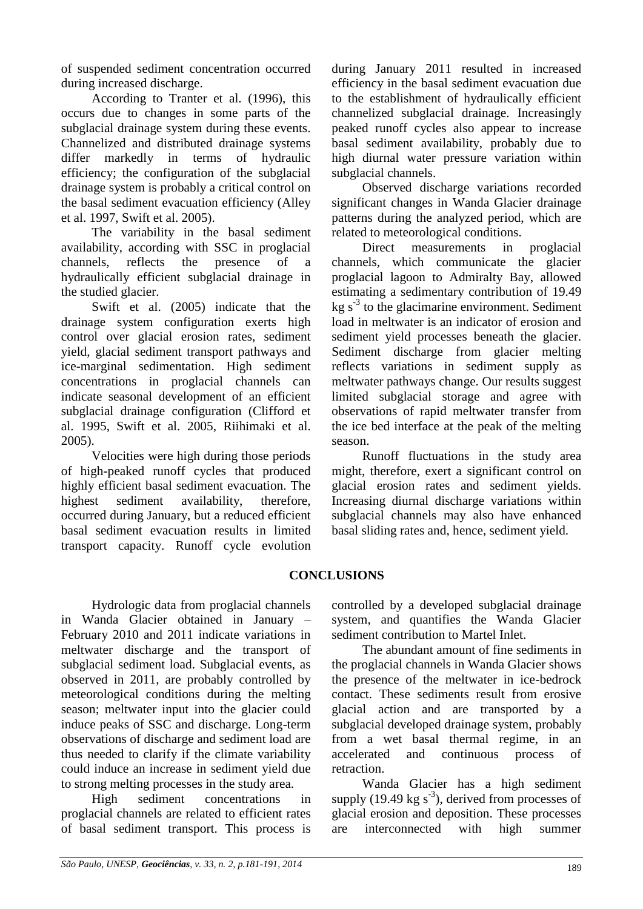of suspended sediment concentration occurred during increased discharge.

According to Tranter et al. (1996), this occurs due to changes in some parts of the subglacial drainage system during these events. Channelized and distributed drainage systems differ markedly in terms of hydraulic efficiency; the configuration of the subglacial drainage system is probably a critical control on the basal sediment evacuation efficiency (Alley et al. 1997, Swift et al. 2005).

The variability in the basal sediment availability, according with SSC in proglacial channels, reflects the presence of a hydraulically efficient subglacial drainage in the studied glacier.

Swift et al. (2005) indicate that the drainage system configuration exerts high control over glacial erosion rates, sediment yield, glacial sediment transport pathways and ice-marginal sedimentation. High sediment concentrations in proglacial channels can indicate seasonal development of an efficient subglacial drainage configuration (Clifford et al. 1995, Swift et al. 2005, Riihimaki et al. 2005).

Velocities were high during those periods of high-peaked runoff cycles that produced highly efficient basal sediment evacuation. The highest sediment availability, therefore, occurred during January, but a reduced efficient basal sediment evacuation results in limited transport capacity. Runoff cycle evolution during January 2011 resulted in increased efficiency in the basal sediment evacuation due to the establishment of hydraulically efficient channelized subglacial drainage. Increasingly peaked runoff cycles also appear to increase basal sediment availability, probably due to high diurnal water pressure variation within subglacial channels.

Observed discharge variations recorded significant changes in Wanda Glacier drainage patterns during the analyzed period, which are related to meteorological conditions.

Direct measurements in proglacial channels, which communicate the glacier proglacial lagoon to Admiralty Bay, allowed estimating a sedimentary contribution of 19.49 kg $s^{-3}$ to the glacimarine environment. Sediment load in meltwater is an indicator of erosion and sediment yield processes beneath the glacier. Sediment discharge from glacier melting reflects variations in sediment supply as meltwater pathways change. Our results suggest limited subglacial storage and agree with observations of rapid meltwater transfer from the ice bed interface at the peak of the melting season.

Runoff fluctuations in the study area might, therefore, exert a significant control on glacial erosion rates and sediment yields. Increasing diurnal discharge variations within subglacial channels may also have enhanced basal sliding rates and, hence, sediment yield.

## CONCLUSIONS

Hydrologic data from proglacial channels in Wanda Glacier obtained in January – February 2010 and 2011 indicate variations in meltwater discharge and the transport of subglacial sediment load. Subglacial events, as observed in 2011, are probably controlled by meteorological conditions during the melting season; meltwater input into the glacier could induce peaks of SSC and discharge. Long-term observations of discharge and sediment load are thus needed to clarify if the climate variability could induce an increase in sediment yield due to strong melting processes in the study area.

High sediment concentrations in proglacial channels are related to efficient rates of basal sediment transport. This process is controlled by a developed subglacial drainage system, and quantifies the Wanda Glacier sediment contribution to Martel Inlet.

The abundant amount of fine sediments in the proglacial channels in Wanda Glacier shows the presence of the meltwater in ice-bedrock contact. These sediments result from erosive glacial action and are transported by a subglacial developed drainage system, probably from a wet basal thermal regime, in an accelerated and continuous process of retraction.

Wanda Glacier has a high sediment supply (19.49 kg $s^{-3}$), derived from processes of glacial erosion and deposition. These processes are interconnected with high summer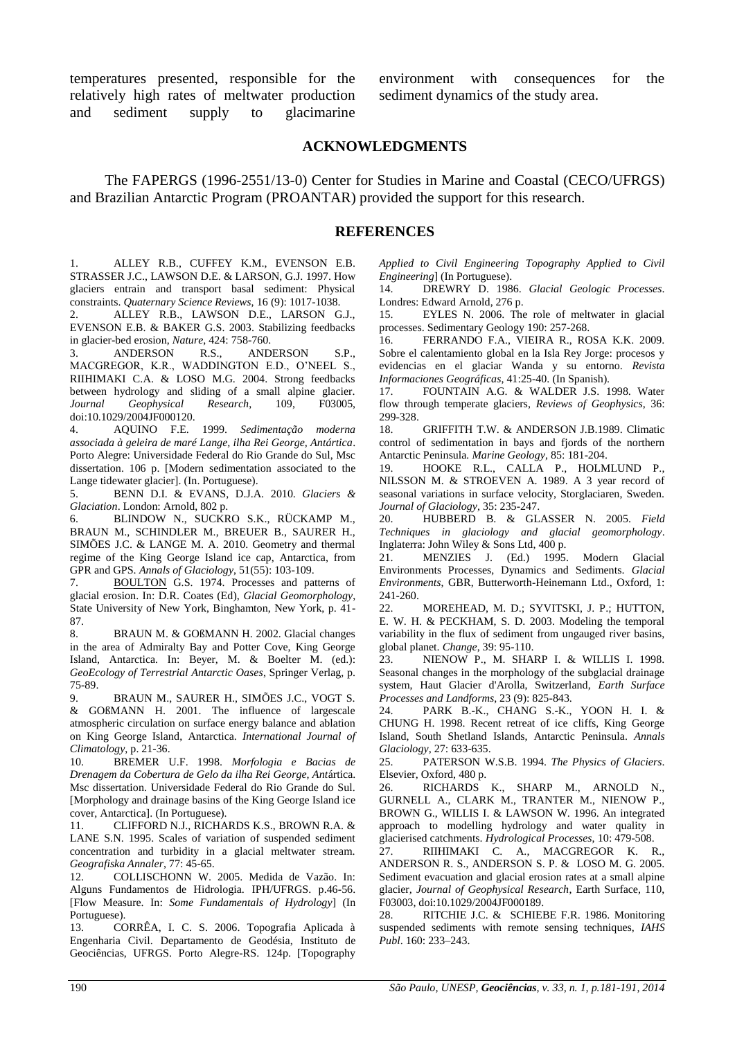temperatures presented, responsible for the relatively high rates of meltwater production and sediment supply to glacimarine environment with consequences for the sediment dynamics of the study area.

## ACKNOWLEDGMENTS

The FAPERGS (1996-2551/13-0) Center for Studies in Marine and Coastal (CECO/UFRGS) and Brazilian Antarctic Program (PROANTAR) provided the support for this research.

## REFERENCES

1. ALLEY R.B., CUFFEY K.M., EVENSON E.B. STRASSER J.C., LAWSON D.E. & LARSON, G.J. 1997. How glaciers entrain and transport basal sediment: Physical constraints. *Quaternary Science Reviews*, 16 (9): 1017-1038.
2. ALLEY R.B., LAWSON D.E., LARSON G.J., EVENSON E.B. & BAKER G.S. 2003. Stabilizing feedbacks in glacier-bed erosion, *Nature*, 424: 758-760.
3. ANDERSON R.S., ANDERSON S.P., MACGREGOR, K.R., WADDINGTON E.D., O'NEEL S., RIIHIMAKI C.A. & LOSO M.G. 2004. Strong feedbacks between hydrology and sliding of a small alpine glacier. *Journal Geophysical Research*, 109, F03005, doi:10.1029/2004JF000120.
4. AQUINO F.E. 1999. *Sedimentação moderna associada à geleira de maré Lange, ilha Rei George, Antártica*. Porto Alegre: Universidade Federal do Rio Grande do Sul, Msc dissertation. 106 p. [Modern sedimentation associated to the Lange tidewater glacier]. (In. Portuguese).
5. BENN D.I. & EVANS, D.J.A. 2010. *Glaciers & Glaciation*. London: Arnold, 802 p.
6. BLINDOW N., SUCKRO S.K., RÜCKAMP M., BRAUN M., SCHINDLER M., BREUER B., SAURER H., SIMÕES J.C. & LANGE M. A. 2010. Geometry and thermal regime of the King George Island ice cap, Antarctica, from GPR and GPS. *Annals of Glaciology*, 51(55): 103-109.
7. BOULTON G.S. 1974. Processes and patterns of glacial erosion. In: D.R. Coates (Ed), *Glacial Geomorphology*, State University of New York, Binghamton, New York, p. 41-87.
8. BRAUN M. & GOßMANN H. 2002. Glacial changes in the area of Admiralty Bay and Potter Cove, King George Island, Antarctica. In: Beyer, M. & Boelter M. (ed.): *GeoEcology of Terrestrial Antarctic Oases*, Springer Verlag, p. 75-89.
9. BRAUN M., SAURER H., SIMÕES J.C., VOGT S. & GOßMANN H. 2001. The influence of largescale atmospheric circulation on surface energy balance and ablation on King George Island, Antarctica. *International Journal of Climatology*, p. 21-36.
10. BREMER U.F. 1998. *Morfologia e Bacias de Drenagem da Cobertura de Gelo da ilha Rei George, Ant*ártica. Msc dissertation. Universidade Federal do Rio Grande do Sul. [Morphology and drainage basins of the King George Island ice cover, Antarctica]. (In Portuguese).
11. CLIFFORD N.J., RICHARDS K.S., BROWN R.A. & LANE S.N. 1995. Scales of variation of suspended sediment concentration and turbidity in a glacial meltwater stream. *Geografiska Annaler*, 77: 45-65.
12. COLLISCHONN W. 2005. Medida de Vazão. In: Alguns Fundamentos de Hidrologia. IPH/UFRGS. p.46-56. [Flow Measure. In: *Some Fundamentals of Hydrology*] (In Portuguese).
13. CORRÊA, I. C. S. 2006. Topografia Aplicada à Engenharia Civil. Departamento de Geodésia, Instituto de Geociências, UFRGS. Porto Alegre-RS. 124p. [Topography *Applied to Civil Engineering Topography Applied to Civil Engineering*] (In Portuguese).
14. DREWRY D. 1986. *Glacial Geologic Processes*. Londres: Edward Arnold, 276 p.
15. EYLES N. 2006. The role of meltwater in glacial processes. Sedimentary Geology 190: 257-268.
16. FERRANDO F.A., VIEIRA R., ROSA K.K. 2009. Sobre el calentamiento global en la Isla Rey Jorge: procesos y evidencias en el glaciar Wanda y su entorno. *Revista Informaciones Geográficas*, 41:25-40. (In Spanish).
17. FOUNTAIN A.G. & WALDER J.S. 1998. Water flow through temperate glaciers, *Reviews of Geophysics*, 36: 299-328.
18. GRIFFITH T.W. & ANDERSON J.B.1989. Climatic control of sedimentation in bays and fjords of the northern Antarctic Peninsula. *Marine Geology*, 85: 181-204.
19. HOOKE R.L., CALLA P., HOLMLUND P., NILSSON M. & STROEVEN A. 1989. A 3 year record of seasonal variations in surface velocity, Storglaciaren, Sweden. *Journal of Glaciology*, 35: 235-247.
20. HUBBERD B. & GLASSER N. 2005. *Field Techniques in glaciology and glacial geomorphology*. Inglaterra: John Wiley & Sons Ltd, 400 p.
21. MENZIES J. (Ed.) 1995. Modern Glacial Environments Processes, Dynamics and Sediments. *Glacial Environments*, GBR, Butterworth-Heinemann Ltd., Oxford, 1: 241-260.
22. MOREHEAD, M. D.; SYVITSKI, J. P.; HUTTON, E. W. H. & PECKHAM, S. D. 2003. Modeling the temporal variability in the flux of sediment from ungauged river basins, global planet. *Change*, 39: 95-110.
23. NIENOW P., M. SHARP I. & WILLIS I. 1998. Seasonal changes in the morphology of the subglacial drainage system, Haut Glacier d'Arolla, Switzerland, *Earth Surface Processes and Landforms*, 23 (9): 825-843.
24. PARK B.-K., CHANG S.-K., YOON H. I. & CHUNG H. 1998. Recent retreat of ice cliffs, King George Island, South Shetland Islands, Antarctic Peninsula. *Annals Glaciology*, 27: 633-635.
25. PATERSON W.S.B. 1994. *The Physics of Glaciers*. Elsevier, Oxford, 480 p.
26. RICHARDS K., SHARP M., ARNOLD N., GURNELL A., CLARK M., TRANTER M., NIENOW P., BROWN G., WILLIS I. & LAWSON W. 1996. An integrated approach to modelling hydrology and water quality in glacierised catchments. *Hydrological Processes*, 10: 479-508.
27. RIIHIMAKI C. A., MACGREGOR K. R., ANDERSON R. S., ANDERSON S. P. & LOSO M. G. 2005. Sediment evacuation and glacial erosion rates at a small alpine glacier, *Journal of Geophysical Research*, Earth Surface, 110, F03003, doi:10.1029/2004JF000189.
28. RITCHIE J.C. & SCHIEBE F.R. 1986. Monitoring suspended sediments with remote sensing techniques, *IAHS Publ*. 160: 233–243.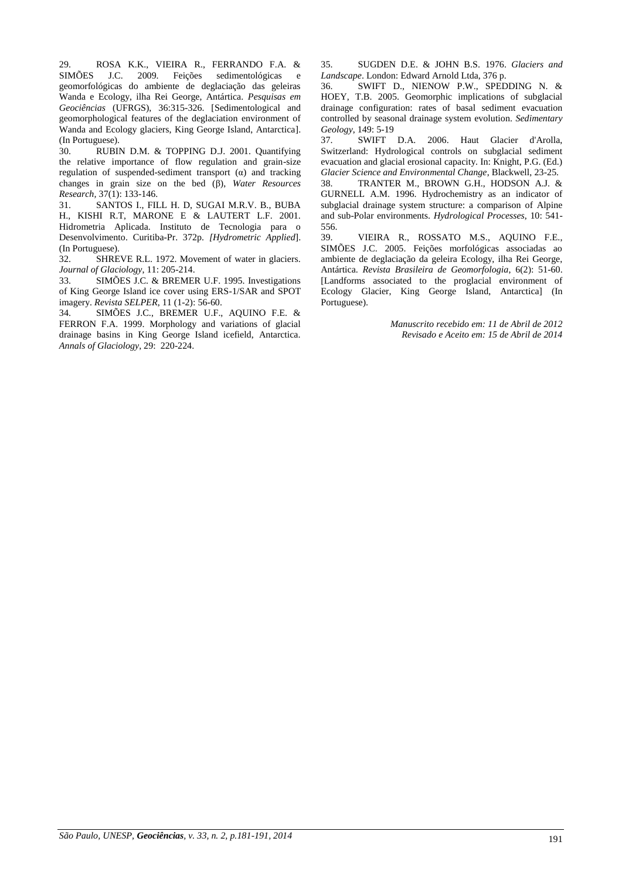29. ROSA K.K., VIEIRA R., FERRANDO F.A. & SIMÕES J.C. 2009. Feições sedimentológicas e geomorfológicas do ambiente de deglaciação das geleiras Wanda e Ecology, ilha Rei George, Antártica. *Pesquisas em Geociências* (UFRGS), 36:315-326. [Sedimentological and geomorphological features of the deglaciation environment of Wanda and Ecology glaciers, King George Island, Antarctica]. (In Portuguese).

30. RUBIN D.M. & TOPPING D.J. 2001. Quantifying the relative importance of flow regulation and grain-size regulation of suspended-sediment transport (α) and tracking changes in grain size on the bed (β), *Water Resources Research*, 37(1): 133-146.

31. SANTOS I., FILL H. D, SUGAI M.R.V. B., BUBA H., KISHI R.T, MARONE E & LAUTERT L.F. 2001. Hidrometria Aplicada. Instituto de Tecnologia para o Desenvolvimento. Curitiba-Pr. 372p. *[Hydrometric Applied*]. (In Portuguese).

32. SHREVE R.L. 1972. Movement of water in glaciers. *Journal of Glaciology*, 11: 205-214.

33. SIMÕES J.C. & BREMER U.F. 1995. Investigations of King George Island ice cover using ERS-1/SAR and SPOT imagery. *Revista SELPER*, 11 (1-2): 56-60.

34. SIMÕES J.C., BREMER U.F., AQUINO F.E. & FERRON F.A. 1999. Morphology and variations of glacial drainage basins in King George Island icefield, Antarctica. *Annals of Glaciology*, 29: 220-224.

35. SUGDEN D.E. & JOHN B.S. 1976. *Glaciers and Landscape*. London: Edward Arnold Ltda, 376 p.

36. SWIFT D., NIENOW P.W., SPEDDING N. & HOEY, T.B. 2005. Geomorphic implications of subglacial drainage configuration: rates of basal sediment evacuation controlled by seasonal drainage system evolution. *Sedimentary Geology*, 149: 5-19

37. SWIFT D.A. 2006. Haut Glacier d'Arolla, Switzerland: Hydrological controls on subglacial sediment evacuation and glacial erosional capacity. In: Knight, P.G. (Ed.) *Glacier Science and Environmental Change*, Blackwell, 23-25.

38. TRANTER M., BROWN G.H., HODSON A.J. & GURNELL A.M. 1996. Hydrochemistry as an indicator of subglacial drainage system structure: a comparison of Alpine and sub-Polar environments. *Hydrological Processes*, 10: 541-556.

39. VIEIRA R., ROSSATO M.S., AQUINO F.E., SIMÕES J.C. 2005. Feições morfológicas associadas ao ambiente de deglaciação da geleira Ecology, ilha Rei George, Antártica. *Revista Brasileira de Geomorfologia*, 6(2): 51-60. [Landforms associated to the proglacial environment of Ecology Glacier, King George Island, Antarctica] (In Portuguese).

*Manuscrito recebido em: 11 de Abril de 2012*
*Revisado e Aceito em: 15 de Abril de 2014*